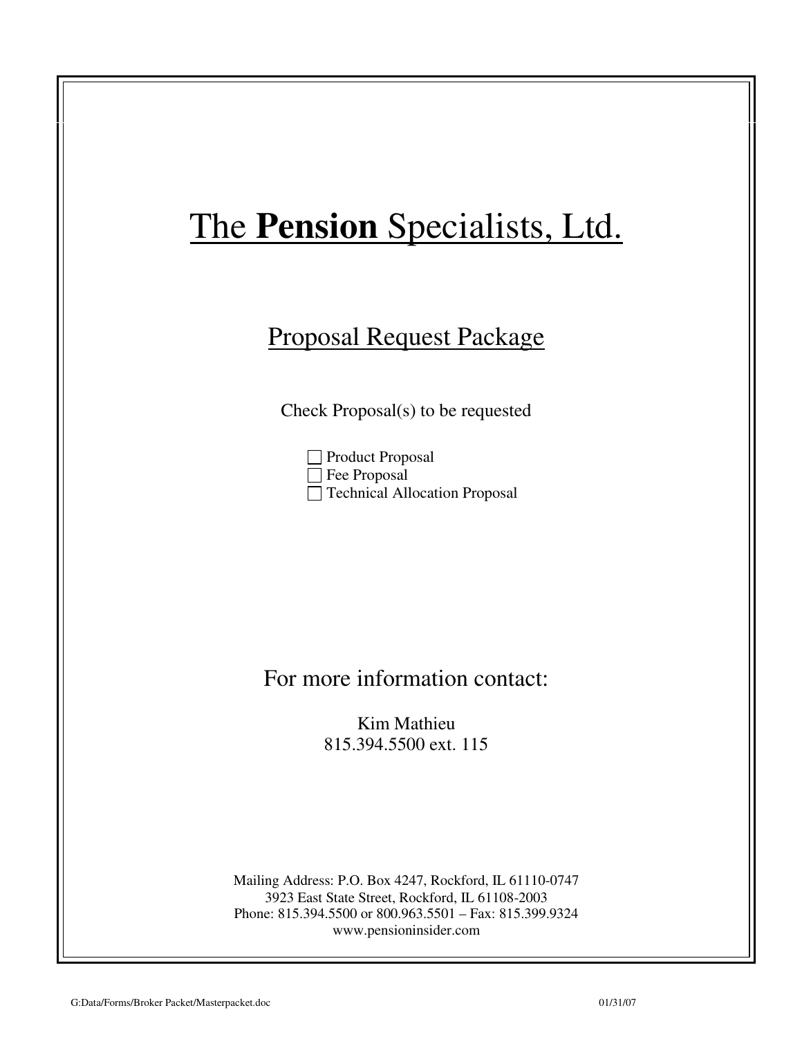# The **Pension** Specialists, Ltd.

## Proposal Request Package

Check Proposal(s) to be requested

- ☐ Product Proposal
- ☐ Fee Proposal
- ☐ Technical Allocation Proposal

## For more information contact:

Kim Mathieu
815.394.5500 ext. 115

Mailing Address: P.O. Box 4247, Rockford, IL 61110-0747
3923 East State Street, Rockford, IL 61108-2003
Phone: 815.394.5500 or 800.963.5501 – Fax: 815.399.9324
www.pensioninsider.com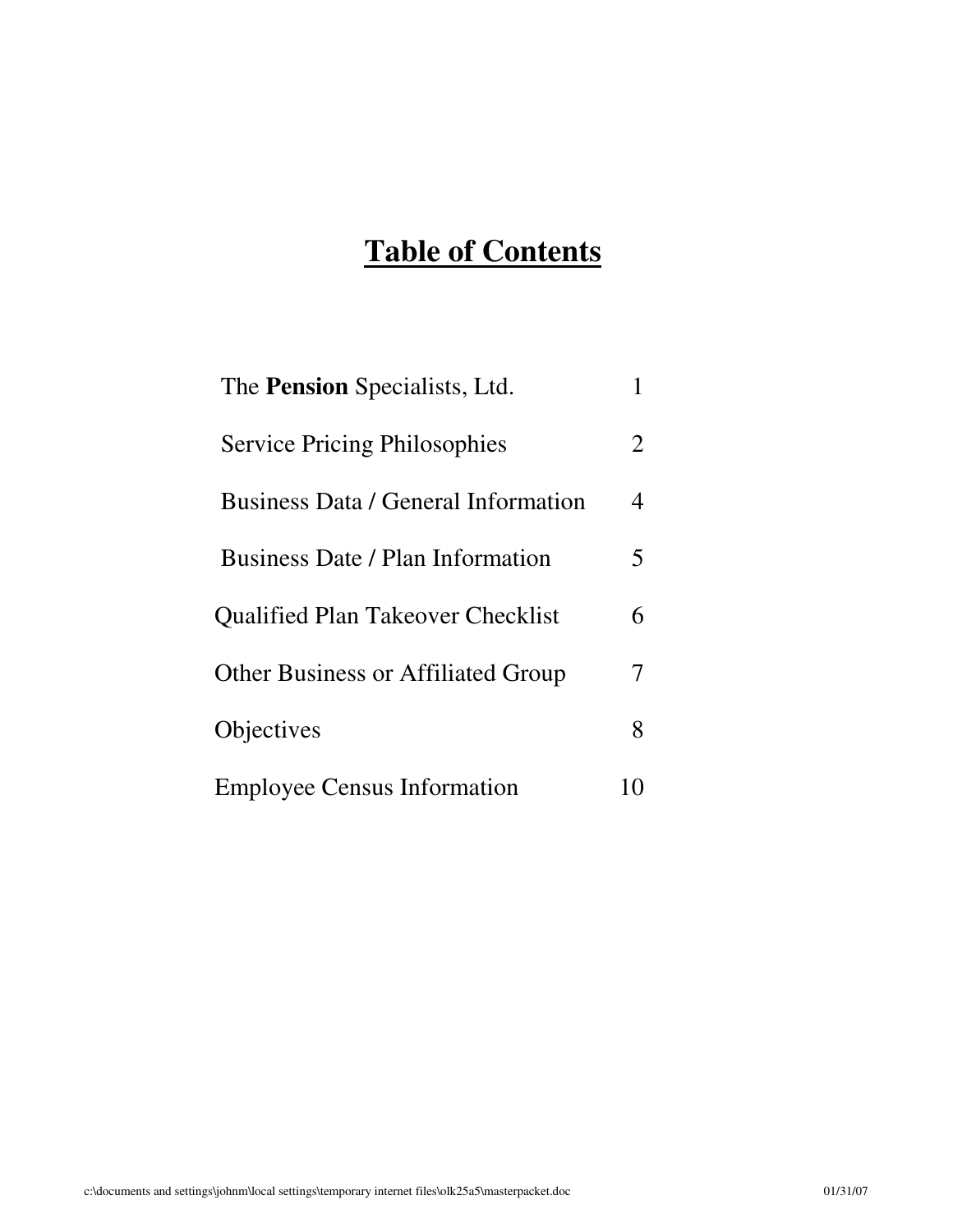# Table of Contents

| | |
|---|---|
| The **Pension** Specialists, Ltd. | 1 |
| Service Pricing Philosophies | 2 |
| Business Data / General Information | 4 |
| Business Date / Plan Information | 5 |
| Qualified Plan Takeover Checklist | 6 |
| Other Business or Affiliated Group | 7 |
| Objectives | 8 |
| Employee Census Information | 10 |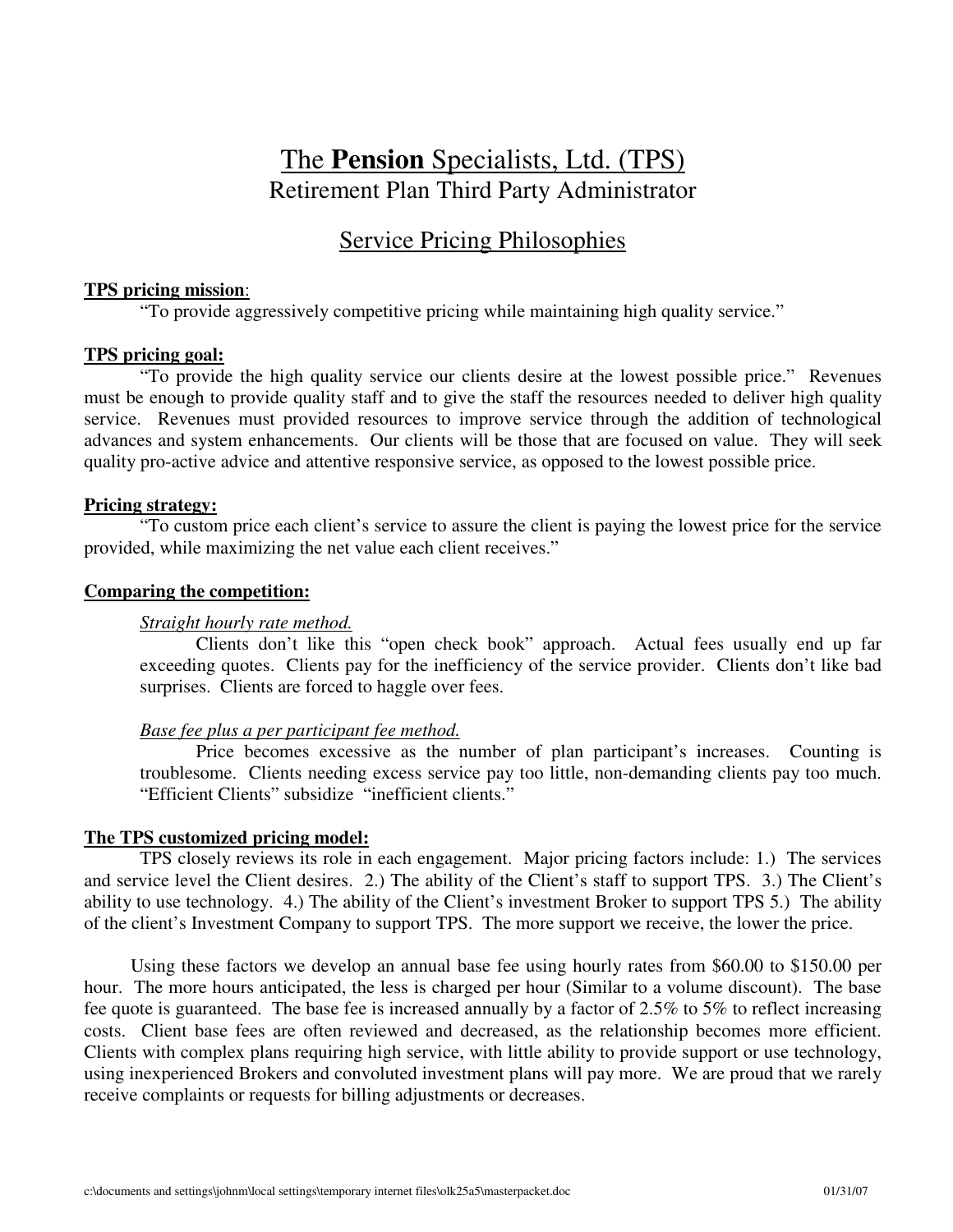# The **Pension** Specialists, Ltd. (TPS)

## Retirement Plan Third Party Administrator

## Service Pricing Philosophies

**TPS pricing mission**:

"To provide aggressively competitive pricing while maintaining high quality service."

**TPS pricing goal:**

"To provide the high quality service our clients desire at the lowest possible price." Revenues must be enough to provide quality staff and to give the staff the resources needed to deliver high quality service. Revenues must provided resources to improve service through the addition of technological advances and system enhancements. Our clients will be those that are focused on value. They will seek quality pro-active advice and attentive responsive service, as opposed to the lowest possible price.

**Pricing strategy:**

"To custom price each client's service to assure the client is paying the lowest price for the service provided, while maximizing the net value each client receives."

**Comparing the competition:**

*Straight hourly rate method.*

Clients don't like this "open check book" approach. Actual fees usually end up far exceeding quotes. Clients pay for the inefficiency of the service provider. Clients don't like bad surprises. Clients are forced to haggle over fees.

*Base fee plus a per participant fee method.*

Price becomes excessive as the number of plan participant's increases. Counting is troublesome. Clients needing excess service pay too little, non-demanding clients pay too much. "Efficient Clients" subsidize "inefficient clients."

**The TPS customized pricing model:**

TPS closely reviews its role in each engagement. Major pricing factors include: 1.) The services and service level the Client desires. 2.) The ability of the Client's staff to support TPS. 3.) The Client's ability to use technology. 4.) The ability of the Client's investment Broker to support TPS 5.) The ability of the client's Investment Company to support TPS. The more support we receive, the lower the price.

Using these factors we develop an annual base fee using hourly rates from $60.00 to $150.00 per hour. The more hours anticipated, the less is charged per hour (Similar to a volume discount). The base fee quote is guaranteed. The base fee is increased annually by a factor of 2.5% to 5% to reflect increasing costs. Client base fees are often reviewed and decreased, as the relationship becomes more efficient. Clients with complex plans requiring high service, with little ability to provide support or use technology, using inexperienced Brokers and convoluted investment plans will pay more. We are proud that we rarely receive complaints or requests for billing adjustments or decreases.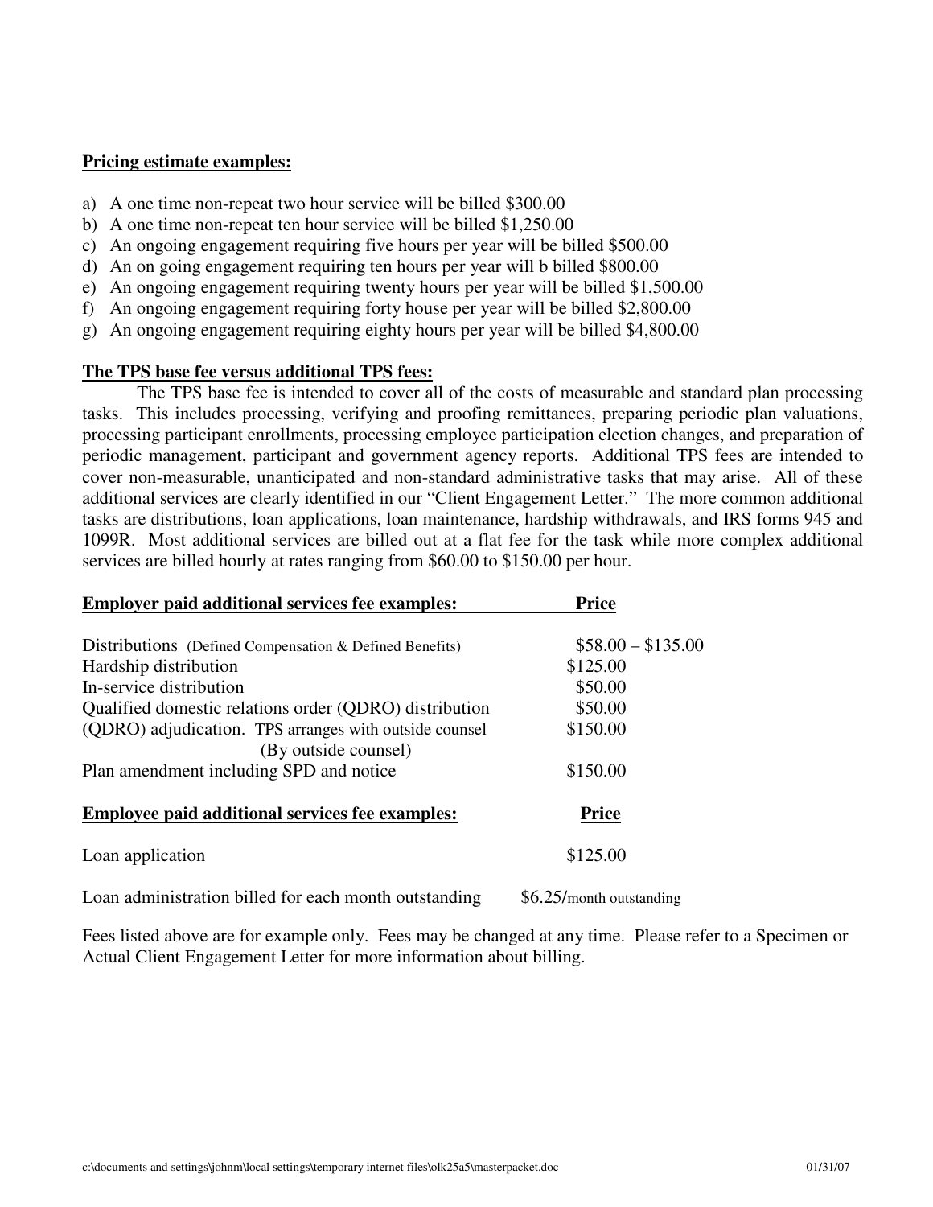**Pricing estimate examples:**

a) A one time non-repeat two hour service will be billed $300.00
b) A one time non-repeat ten hour service will be billed $1,250.00
c) An ongoing engagement requiring five hours per year will be billed $500.00
d) An on going engagement requiring ten hours per year will b billed $800.00
e) An ongoing engagement requiring twenty hours per year will be billed $1,500.00
f) An ongoing engagement requiring forty house per year will be billed $2,800.00
g) An ongoing engagement requiring eighty hours per year will be billed $4,800.00

**The TPS base fee versus additional TPS fees:**

The TPS base fee is intended to cover all of the costs of measurable and standard plan processing tasks. This includes processing, verifying and proofing remittances, preparing periodic plan valuations, processing participant enrollments, processing employee participation election changes, and preparation of periodic management, participant and government agency reports. Additional TPS fees are intended to cover non-measurable, unanticipated and non-standard administrative tasks that may arise. All of these additional services are clearly identified in our "Client Engagement Letter." The more common additional tasks are distributions, loan applications, loan maintenance, hardship withdrawals, and IRS forms 945 and 1099R. Most additional services are billed out at a flat fee for the task while more complex additional services are billed hourly at rates ranging from $60.00 to $150.00 per hour.

| **Employer paid additional services fee examples:** | **Price** |
|---|---|
| Distributions (Defined Compensation & Defined Benefits) | $58.00 – $135.00 |
| Hardship distribution | $125.00 |
| In-service distribution | $50.00 |
| Qualified domestic relations order (QDRO) distribution | $50.00 |
| (QDRO) adjudication. TPS arranges with outside counsel (By outside counsel) | $150.00 |
| Plan amendment including SPD and notice | $150.00 |

| **Employee paid additional services fee examples:** | **Price** |
|---|---|
| Loan application | $125.00 |
| Loan administration billed for each month outstanding | $6.25/month outstanding |

Fees listed above are for example only. Fees may be changed at any time. Please refer to a Specimen or Actual Client Engagement Letter for more information about billing.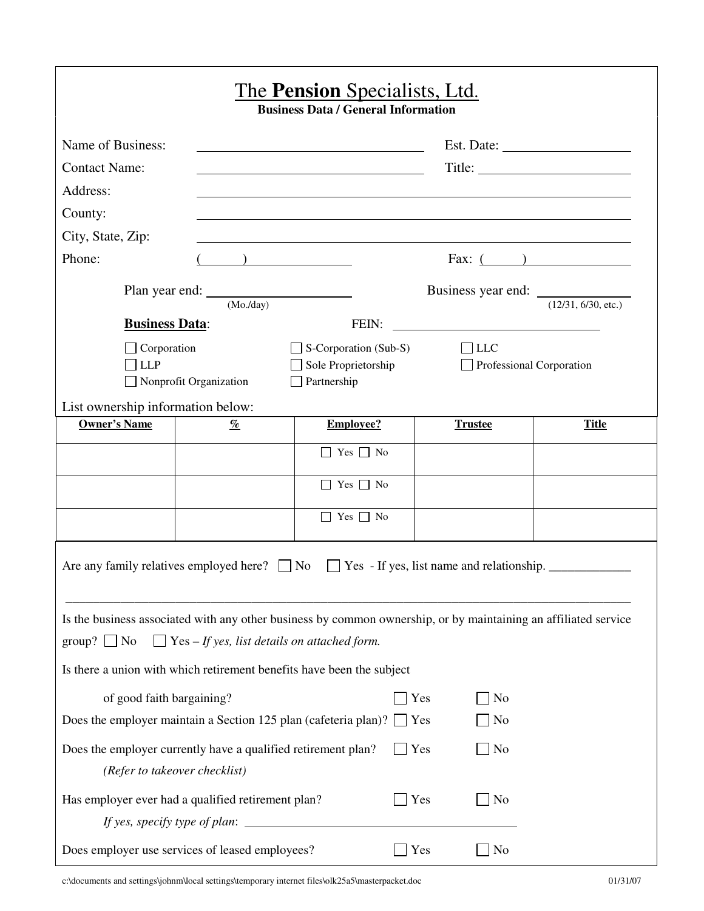# The **Pension** Specialists, Ltd.

**Business Data / General Information**

Name of Business: ______________________________ Est. Date: ________________

Contact Name: ______________________________ Title: ____________________

Address: ____________________________________________________________

County: ____________________________________________________________

City, State, Zip: ____________________________________________________________

Phone: (      ) ______________ Fax: (      ) ______________

Plan year end: ________________ (Mo./day)    Business year end: ____________ (12/31, 6/30, etc.)

**Business Data**:    FEIN: ______________________________

☐ Corporation    ☐ S-Corporation (Sub-S)    ☐ LLC
☐ LLP    ☐ Sole Proprietorship    ☐ Professional Corporation
☐ Nonprofit Organization    ☐ Partnership

List ownership information below:

| Owner's Name | % | Employee? | Trustee | Title |
|---|---|---|---|---|
| | | ☐ Yes ☐ No | | |
| | | ☐ Yes ☐ No | | |
| | | ☐ Yes ☐ No | | |

Are any family relatives employed here? ☐ No ☐ Yes - If yes, list name and relationship. ____________

______________________________________________________________________________

Is the business associated with any other business by common ownership, or by maintaining an affiliated service group? ☐ No ☐ Yes – *If yes, list details on attached form.*

Is there a union with which retirement benefits have been the subject of good faith bargaining? ☐ Yes ☐ No

Does the employer maintain a Section 125 plan (cafeteria plan)? ☐ Yes ☐ No

Does the employer currently have a qualified retirement plan? ☐ Yes ☐ No
*(Refer to takeover checklist)*

Has employer ever had a qualified retirement plan? ☐ Yes ☐ No
*If yes, specify type of plan*: ______________________________

Does employer use services of leased employees? ☐ Yes ☐ No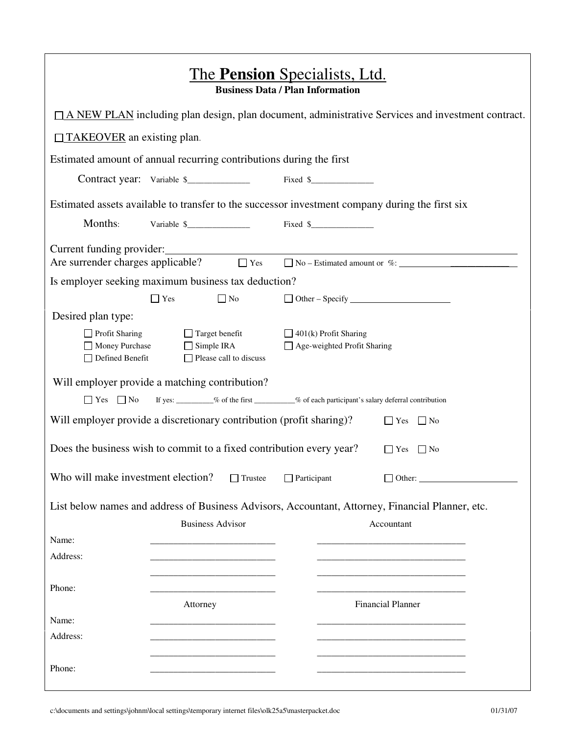# The **Pension** Specialists, Ltd.

**Business Data / Plan Information**

☐ A NEW PLAN including plan design, plan document, administrative Services and investment contract.

☐ TAKEOVER an existing plan.

Estimated amount of annual recurring contributions during the first

Contract year: Variable $______________ Fixed $______________

Estimated assets available to transfer to the successor investment company during the first six

Months: Variable $______________ Fixed $______________

Current funding provider: ________________________________________________

Are surrender charges applicable? ☐ Yes ☐ No – Estimated amount or %: ______________________

Is employer seeking maximum business tax deduction?

☐ Yes ☐ No ☐ Other – Specify ______________________

Desired plan type:

- ☐ Profit Sharing
- ☐ Money Purchase
- ☐ Defined Benefit
- ☐ Target benefit
- ☐ Simple IRA
- ☐ Please call to discuss
- ☐ 401(k) Profit Sharing
- ☐ Age-weighted Profit Sharing

Will employer provide a matching contribution?

☐ Yes ☐ No If yes: _________% of the first __________% of each participant's salary deferral contribution

Will employer provide a discretionary contribution (profit sharing)? ☐ Yes ☐ No

Does the business wish to commit to a fixed contribution every year? ☐ Yes ☐ No

Who will make investment election? ☐ Trustee ☐ Participant ☐ Other: ______________________

List below names and address of Business Advisors, Accountant, Attorney, Financial Planner, etc.

| | Business Advisor | Accountant |
|---|---|---|
| Name: | __________________________ | ______________________________ |
| Address: | __________________________ | ______________________________ |
| | __________________________ | ______________________________ |
| Phone: | __________________________ | ______________________________ |

| | Attorney | Financial Planner |
|---|---|---|
| Name: | __________________________ | ______________________________ |
| Address: | __________________________ | ______________________________ |
| | __________________________ | ______________________________ |
| Phone: | __________________________ | ______________________________ |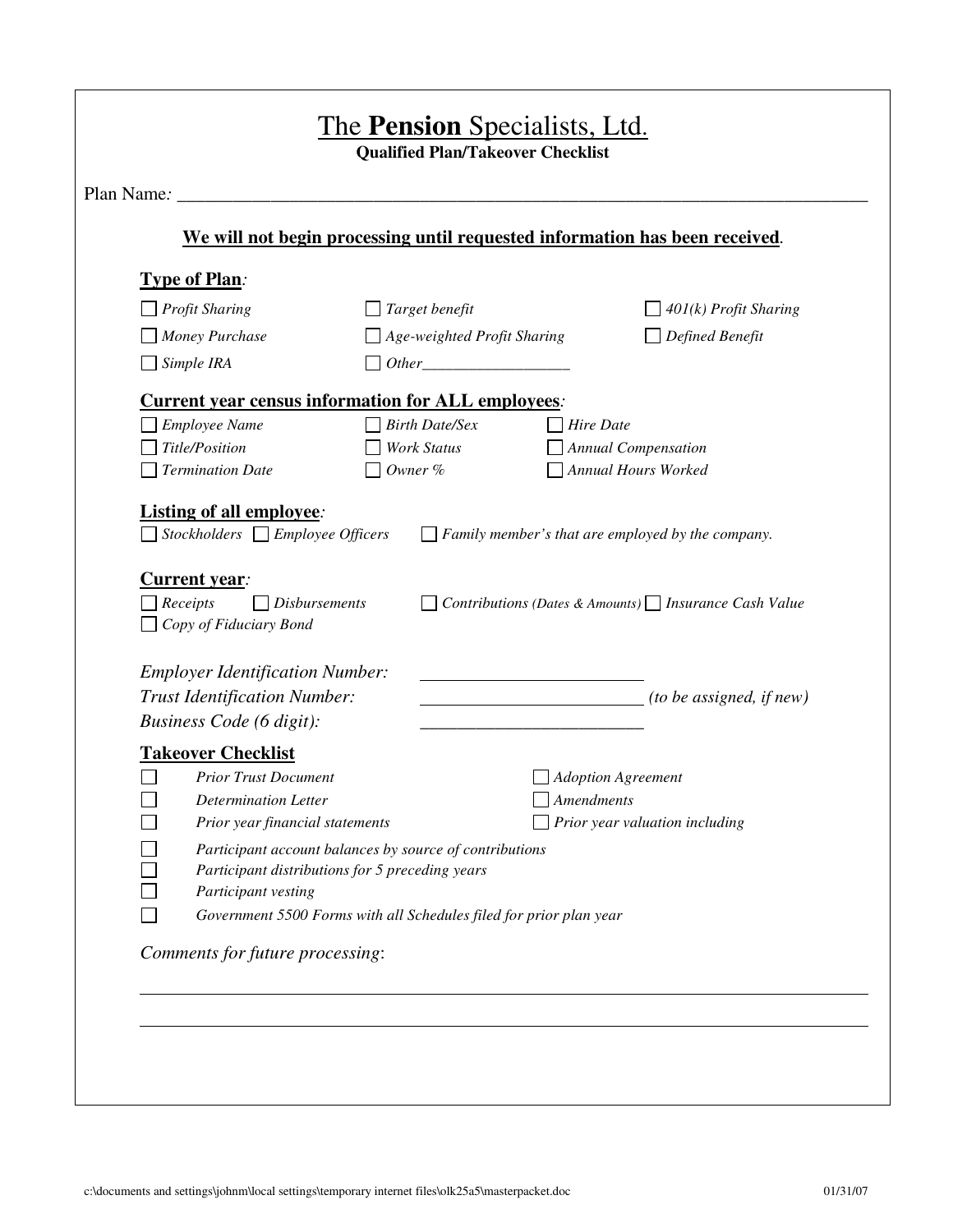# The **Pension** Specialists, Ltd.

**Qualified Plan/Takeover Checklist**

Plan Name: ___________________________________________________________________________

**We will not begin processing until requested information has been received.**

## Type of Plan:

- ☐ *Profit Sharing*
- ☐ *Target benefit*
- ☐ *401(k) Profit Sharing*
- ☐ *Money Purchase*
- ☐ *Age-weighted Profit Sharing*
- ☐ *Defined Benefit*
- ☐ *Simple IRA*
- ☐ *Other*___________________

## Current year census information for ALL employees:

- ☐ *Employee Name*
- ☐ *Birth Date/Sex*
- ☐ *Hire Date*
- ☐ *Title/Position*
- ☐ *Work Status*
- ☐ *Annual Compensation*
- ☐ *Termination Date*
- ☐ *Owner %*
- ☐ *Annual Hours Worked*

## Listing of all employee:

- ☐ *Stockholders*
- ☐ *Employee Officers*
- ☐ *Family member's that are employed by the company.*

## Current year:

- ☐ *Receipts*
- ☐ *Disbursements*
- ☐ *Contributions (Dates & Amounts)*
- ☐ *Insurance Cash Value*
- ☐ *Copy of Fiduciary Bond*

*Employer Identification Number:* _________________________

*Trust Identification Number:* _________________________ *(to be assigned, if new)*

*Business Code (6 digit):* _________________________

## Takeover Checklist

- ☐ *Prior Trust Document*
- ☐ *Adoption Agreement*
- ☐ *Determination Letter*
- ☐ *Amendments*
- ☐ *Prior year financial statements*
- ☐ *Prior year valuation including*
- ☐ *Participant account balances by source of contributions*
- ☐ *Participant distributions for 5 preceding years*
- ☐ *Participant vesting*
- ☐ *Government 5500 Forms with all Schedules filed for prior plan year*

*Comments for future processing*:

_____________________________________________________________________________

_____________________________________________________________________________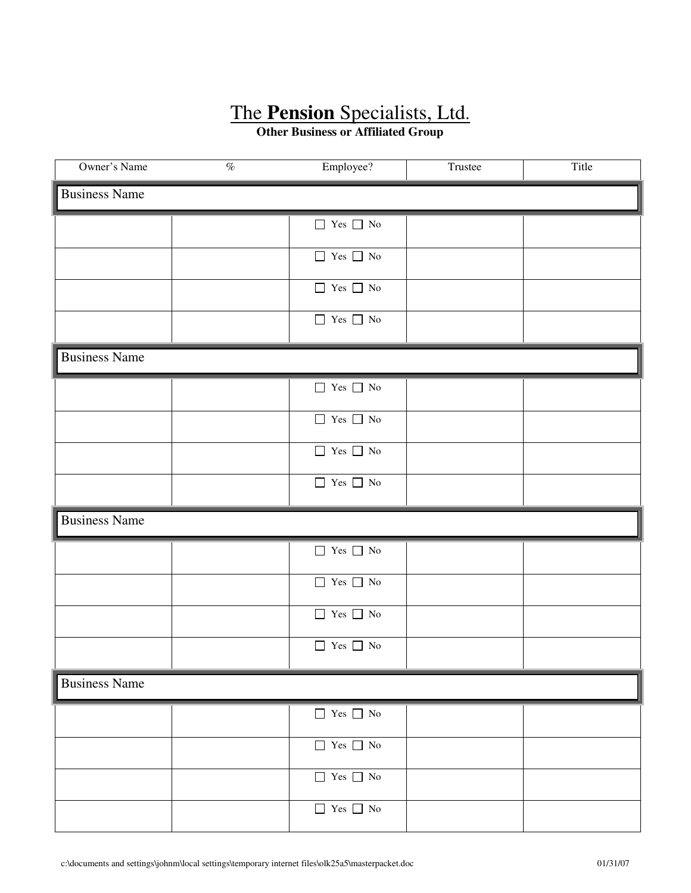# The **Pension** Specialists, Ltd.

**Other Business or Affiliated Group**

| Owner's Name | % | Employee? | Trustee | Title |
|---|---|---|---|---|
| Business Name | | | | |
| | | ☐ Yes ☐ No | | |
| | | ☐ Yes ☐ No | | |
| | | ☐ Yes ☐ No | | |
| | | ☐ Yes ☐ No | | |
| Business Name | | | | |
| | | ☐ Yes ☐ No | | |
| | | ☐ Yes ☐ No | | |
| | | ☐ Yes ☐ No | | |
| | | ☐ Yes ☐ No | | |
| Business Name | | | | |
| | | ☐ Yes ☐ No | | |
| | | ☐ Yes ☐ No | | |
| | | ☐ Yes ☐ No | | |
| | | ☐ Yes ☐ No | | |
| Business Name | | | | |
| | | ☐ Yes ☐ No | | |
| | | ☐ Yes ☐ No | | |
| | | ☐ Yes ☐ No | | |
| | | ☐ Yes ☐ No | | |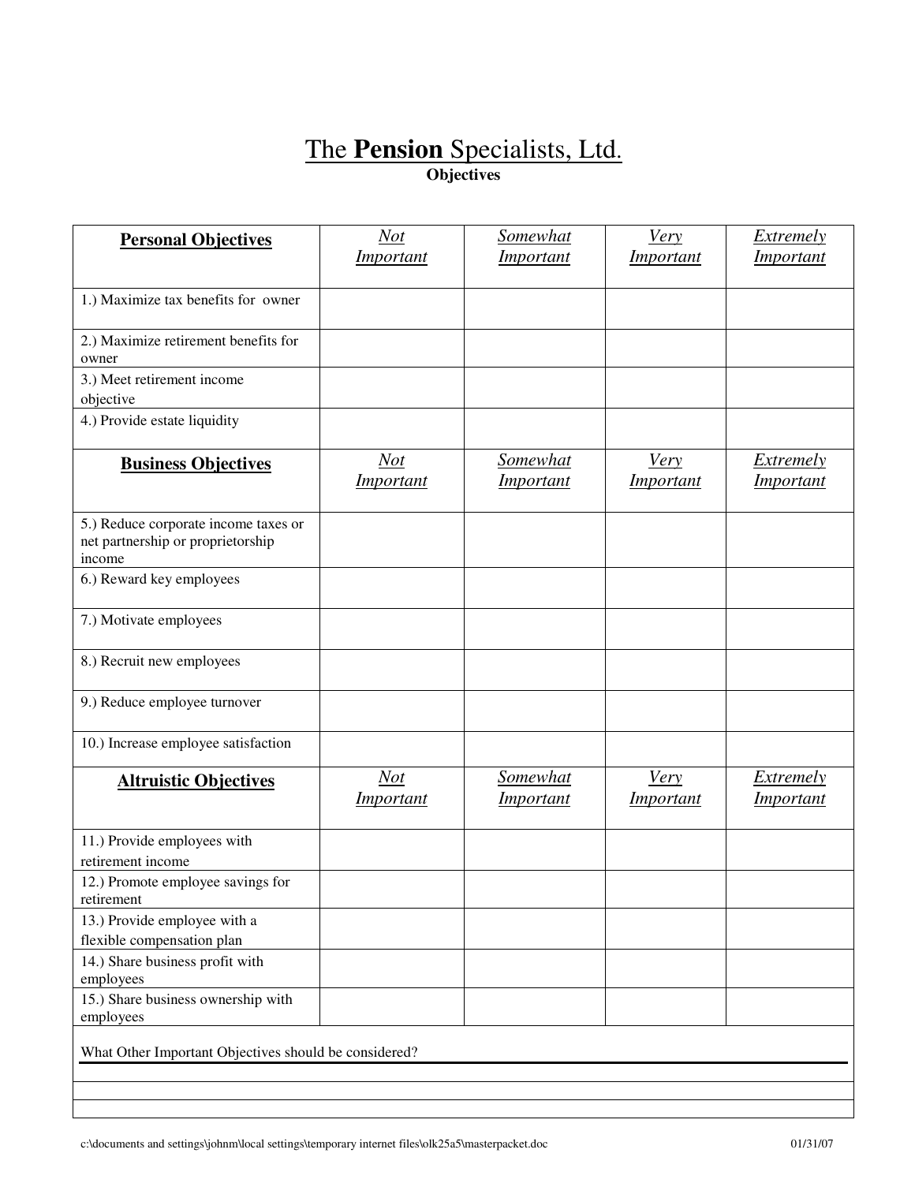# The **Pension** Specialists, Ltd.

**Objectives**

| **Personal Objectives** | *Not Important* | *Somewhat Important* | *Very Important* | *Extremely Important* |
|---|---|---|---|---|
| 1.) Maximize tax benefits for owner | | | | |
| 2.) Maximize retirement benefits for owner | | | | |
| 3.) Meet retirement income objective | | | | |
| 4.) Provide estate liquidity | | | | |
| **Business Objectives** | *Not Important* | *Somewhat Important* | *Very Important* | *Extremely Important* |
| 5.) Reduce corporate income taxes or net partnership or proprietorship income | | | | |
| 6.) Reward key employees | | | | |
| 7.) Motivate employees | | | | |
| 8.) Recruit new employees | | | | |
| 9.) Reduce employee turnover | | | | |
| 10.) Increase employee satisfaction | | | | |
| **Altruistic Objectives** | *Not Important* | *Somewhat Important* | *Very Important* | *Extremely Important* |
| 11.) Provide employees with retirement income | | | | |
| 12.) Promote employee savings for retirement | | | | |
| 13.) Provide employee with a flexible compensation plan | | | | |
| 14.) Share business profit with employees | | | | |
| 15.) Share business ownership with employees | | | | |

What Other Important Objectives should be considered?

c:\documents and settings\johnm\local settings\temporary internet files\olk25a5\masterpacket.doc 01/31/07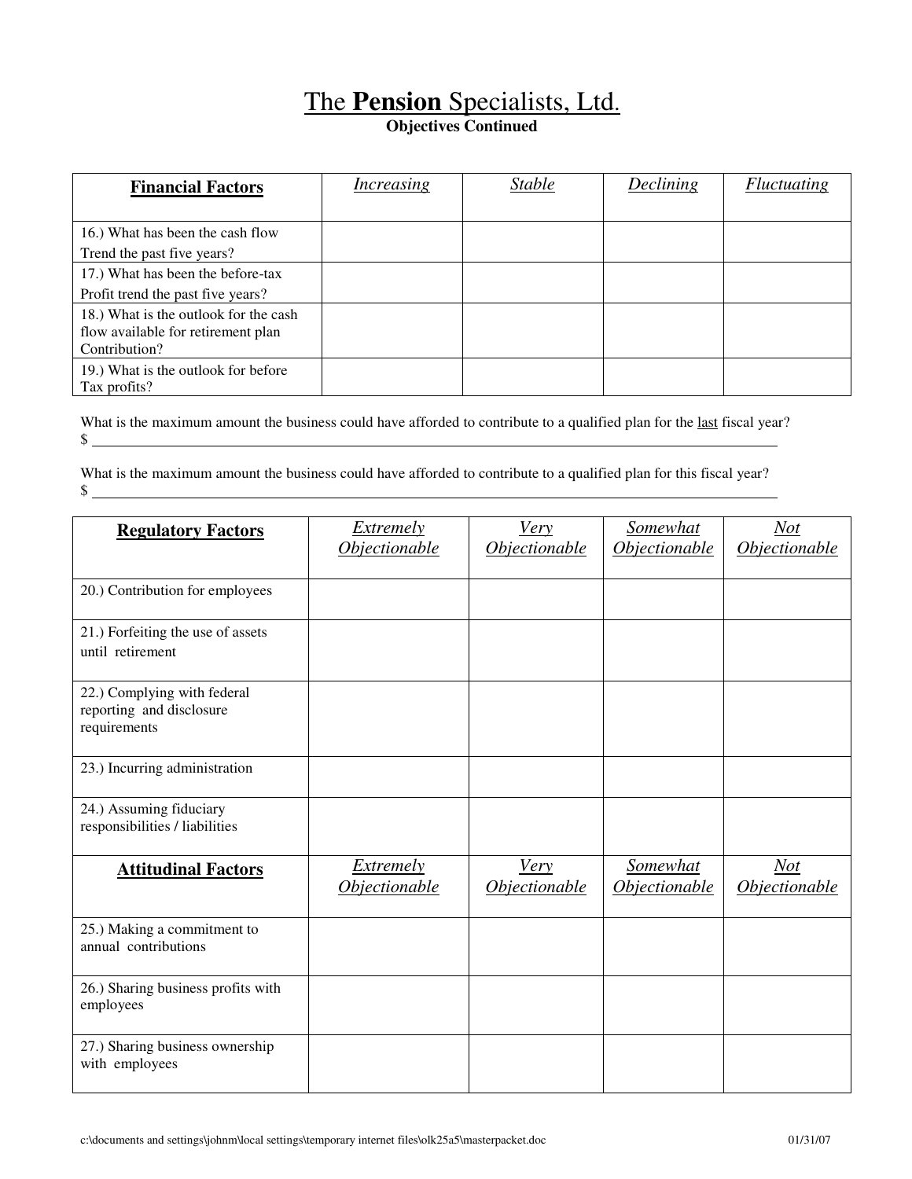# The **Pension** Specialists, Ltd.

**Objectives Continued**

| **Financial Factors** | *Increasing* | *Stable* | *Declining* | *Fluctuating* |
|---|---|---|---|---|
| 16.) What has been the cash flow Trend the past five years? | | | | |
| 17.) What has been the before-tax Profit trend the past five years? | | | | |
| 18.) What is the outlook for the cash flow available for retirement plan Contribution? | | | | |
| 19.) What is the outlook for before Tax profits? | | | | |

What is the maximum amount the business could have afforded to contribute to a qualified plan for the last fiscal year?
$ ______________________________________________________________________________

What is the maximum amount the business could have afforded to contribute to a qualified plan for this fiscal year?
$ ______________________________________________________________________________

| **Regulatory Factors** | *Extremely Objectionable* | *Very Objectionable* | *Somewhat Objectionable* | *Not Objectionable* |
|---|---|---|---|---|
| 20.) Contribution for employees | | | | |
| 21.) Forfeiting the use of assets until retirement | | | | |
| 22.) Complying with federal reporting and disclosure requirements | | | | |
| 23.) Incurring administration | | | | |
| 24.) Assuming fiduciary responsibilities / liabilities | | | | |
| **Attitudinal Factors** | *Extremely Objectionable* | *Very Objectionable* | *Somewhat Objectionable* | *Not Objectionable* |
| 25.) Making a commitment to annual contributions | | | | |
| 26.) Sharing business profits with employees | | | | |
| 27.) Sharing business ownership with employees | | | | |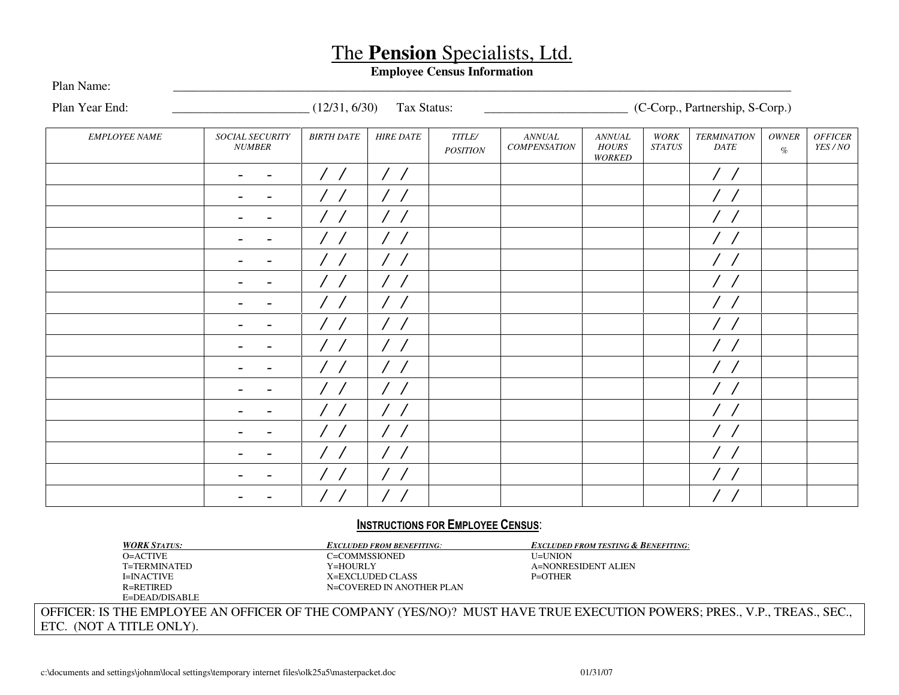# The **Pension** Specialists, Ltd.

**Employee Census Information**

Plan Name: ______________________________________________________________________________

Plan Year End: _____________________ (12/31, 6/30) Tax Status: ______________________ (C-Corp., Partnership, S-Corp.)

| *EMPLOYEE NAME* | *SOCIAL SECURITY NUMBER* | *BIRTH DATE* | *HIRE DATE* | *TITLE/ POSITION* | *ANNUAL COMPENSATION* | *ANNUAL HOURS WORKED* | *WORK STATUS* | *TERMINATION DATE* | *OWNER %* | *OFFICER YES / NO* |
|---|---|---|---|---|---|---|---|---|---|---|
| | - - | / / | / / | | | | | / / | | |
| | - - | / / | / / | | | | | / / | | |
| | - - | / / | / / | | | | | / / | | |
| | - - | / / | / / | | | | | / / | | |
| | - - | / / | / / | | | | | / / | | |
| | - - | / / | / / | | | | | / / | | |
| | - - | / / | / / | | | | | / / | | |
| | - - | / / | / / | | | | | / / | | |
| | - - | / / | / / | | | | | / / | | |
| | - - | / / | / / | | | | | / / | | |
| | - - | / / | / / | | | | | / / | | |
| | - - | / / | / / | | | | | / / | | |
| | - - | / / | / / | | | | | / / | | |
| | - - | / / | / / | | | | | / / | | |
| | - - | / / | / / | | | | | / / | | |
| | - - | / / | / / | | | | | / / | | |

## INSTRUCTIONS FOR EMPLOYEE CENSUS:

***WORK STATUS:***
- O=ACTIVE
- T=TERMINATED
- I=INACTIVE
- R=RETIRED
- E=DEAD/DISABLE

***EXCLUDED FROM BENEFITING:***
- C=COMMSSIONED
- Y=HOURLY
- X=EXCLUDED CLASS
- N=COVERED IN ANOTHER PLAN

***EXCLUDED FROM TESTING & BENEFITING:***
- U=UNION
- A=NONRESIDENT ALIEN
- P=OTHER

OFFICER: IS THE EMPLOYEE AN OFFICER OF THE COMPANY (YES/NO)? MUST HAVE TRUE EXECUTION POWERS; PRES., V.P., TREAS., SEC., ETC. (NOT A TITLE ONLY).

c:\documents and settings\johnm\local settings\temporary internet files\olk25a5\masterpacket.doc 01/31/07